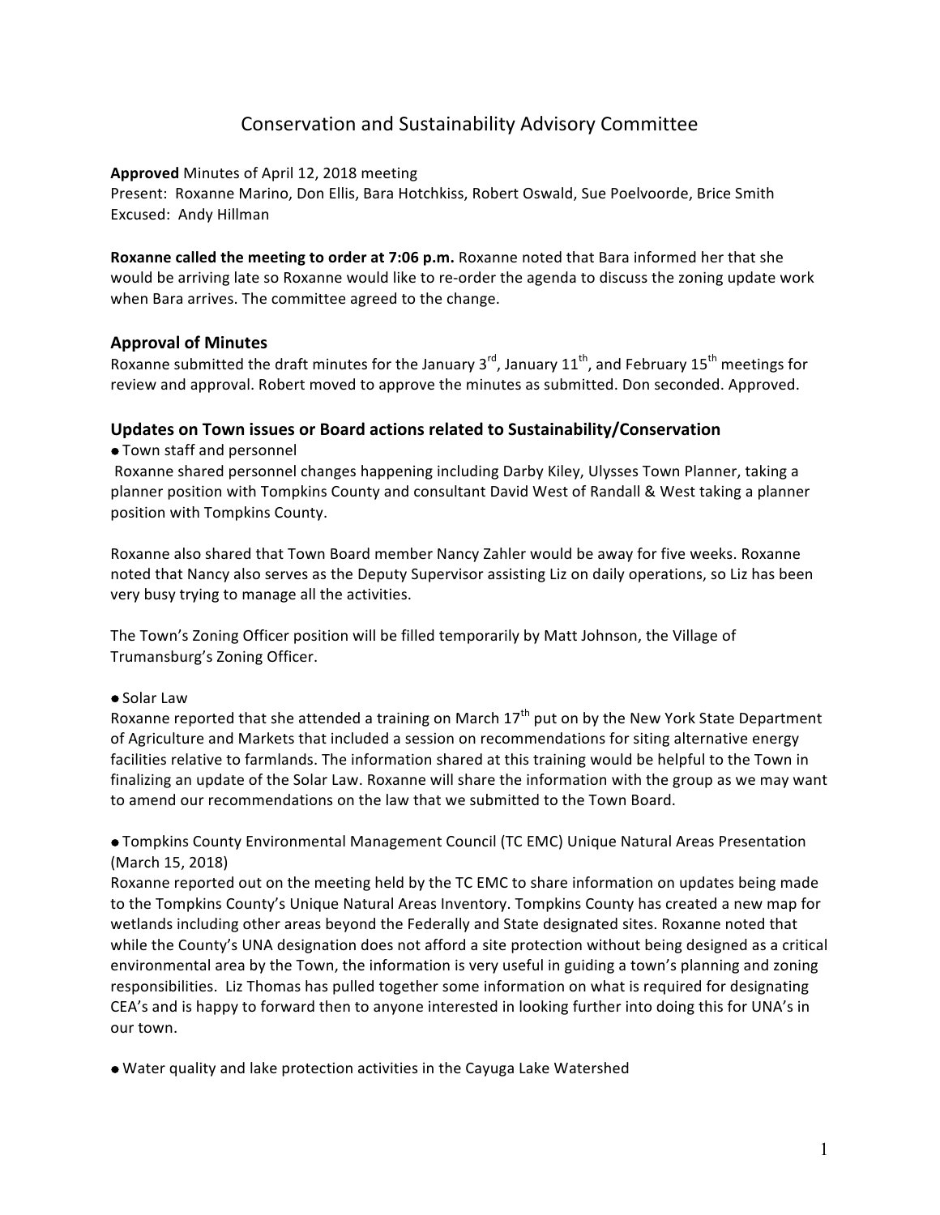# Conservation and Sustainability Advisory Committee

**Approved** Minutes of April 12, 2018 meeting
Present: Roxanne Marino, Don Ellis, Bara Hotchkiss, Robert Oswald, Sue Poelvoorde, Brice Smith
Excused: Andy Hillman

**Roxanne called the meeting to order at 7:06 p.m.** Roxanne noted that Bara informed her that she would be arriving late so Roxanne would like to re-order the agenda to discuss the zoning update work when Bara arrives. The committee agreed to the change.

## Approval of Minutes

Roxanne submitted the draft minutes for the January 3rd, January 11th, and February 15th meetings for review and approval. Robert moved to approve the minutes as submitted. Don seconded. Approved.

## Updates on Town issues or Board actions related to Sustainability/Conservation

- Town staff and personnel

Roxanne shared personnel changes happening including Darby Kiley, Ulysses Town Planner, taking a planner position with Tompkins County and consultant David West of Randall & West taking a planner position with Tompkins County.

Roxanne also shared that Town Board member Nancy Zahler would be away for five weeks. Roxanne noted that Nancy also serves as the Deputy Supervisor assisting Liz on daily operations, so Liz has been very busy trying to manage all the activities.

The Town's Zoning Officer position will be filled temporarily by Matt Johnson, the Village of Trumansburg's Zoning Officer.

- Solar Law

Roxanne reported that she attended a training on March 17th put on by the New York State Department of Agriculture and Markets that included a session on recommendations for siting alternative energy facilities relative to farmlands. The information shared at this training would be helpful to the Town in finalizing an update of the Solar Law. Roxanne will share the information with the group as we may want to amend our recommendations on the law that we submitted to the Town Board.

- Tompkins County Environmental Management Council (TC EMC) Unique Natural Areas Presentation (March 15, 2018)

Roxanne reported out on the meeting held by the TC EMC to share information on updates being made to the Tompkins County's Unique Natural Areas Inventory. Tompkins County has created a new map for wetlands including other areas beyond the Federally and State designated sites. Roxanne noted that while the County's UNA designation does not afford a site protection without being designed as a critical environmental area by the Town, the information is very useful in guiding a town's planning and zoning responsibilities. Liz Thomas has pulled together some information on what is required for designating CEA's and is happy to forward then to anyone interested in looking further into doing this for UNA's in our town.

- Water quality and lake protection activities in the Cayuga Lake Watershed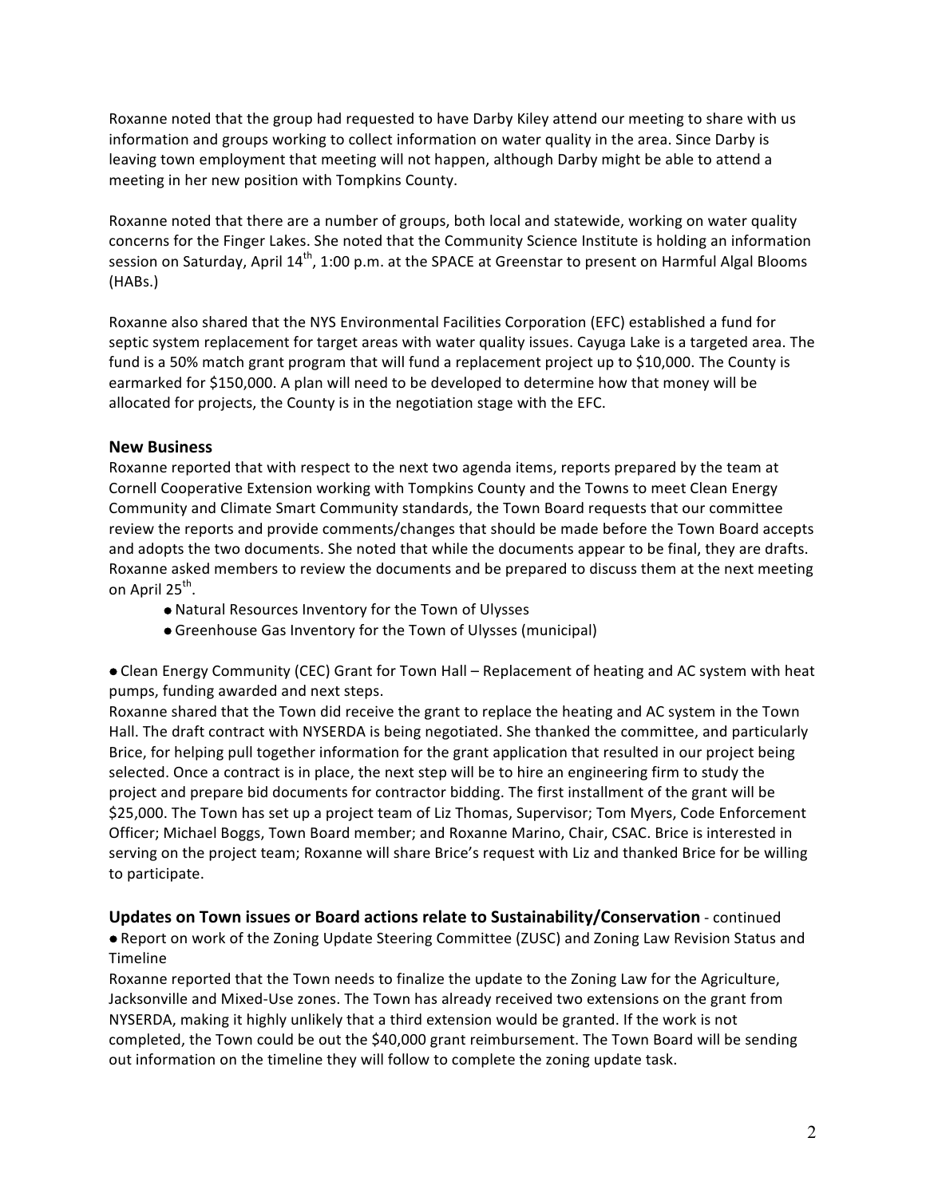Roxanne noted that the group had requested to have Darby Kiley attend our meeting to share with us information and groups working to collect information on water quality in the area. Since Darby is leaving town employment that meeting will not happen, although Darby might be able to attend a meeting in her new position with Tompkins County.

Roxanne noted that there are a number of groups, both local and statewide, working on water quality concerns for the Finger Lakes. She noted that the Community Science Institute is holding an information session on Saturday, April 14th, 1:00 p.m. at the SPACE at Greenstar to present on Harmful Algal Blooms (HABs.)

Roxanne also shared that the NYS Environmental Facilities Corporation (EFC) established a fund for septic system replacement for target areas with water quality issues. Cayuga Lake is a targeted area. The fund is a 50% match grant program that will fund a replacement project up to $10,000. The County is earmarked for $150,000. A plan will need to be developed to determine how that money will be allocated for projects, the County is in the negotiation stage with the EFC.

## New Business

Roxanne reported that with respect to the next two agenda items, reports prepared by the team at Cornell Cooperative Extension working with Tompkins County and the Towns to meet Clean Energy Community and Climate Smart Community standards, the Town Board requests that our committee review the reports and provide comments/changes that should be made before the Town Board accepts and adopts the two documents. She noted that while the documents appear to be final, they are drafts. Roxanne asked members to review the documents and be prepared to discuss them at the next meeting on April 25th.

- Natural Resources Inventory for the Town of Ulysses
- Greenhouse Gas Inventory for the Town of Ulysses (municipal)

- Clean Energy Community (CEC) Grant for Town Hall – Replacement of heating and AC system with heat pumps, funding awarded and next steps.

Roxanne shared that the Town did receive the grant to replace the heating and AC system in the Town Hall. The draft contract with NYSERDA is being negotiated. She thanked the committee, and particularly Brice, for helping pull together information for the grant application that resulted in our project being selected. Once a contract is in place, the next step will be to hire an engineering firm to study the project and prepare bid documents for contractor bidding. The first installment of the grant will be $25,000. The Town has set up a project team of Liz Thomas, Supervisor; Tom Myers, Code Enforcement Officer; Michael Boggs, Town Board member; and Roxanne Marino, Chair, CSAC. Brice is interested in serving on the project team; Roxanne will share Brice's request with Liz and thanked Brice for be willing to participate.

## Updates on Town issues or Board actions relate to Sustainability/Conservation - continued

- Report on work of the Zoning Update Steering Committee (ZUSC) and Zoning Law Revision Status and Timeline

Roxanne reported that the Town needs to finalize the update to the Zoning Law for the Agriculture, Jacksonville and Mixed-Use zones. The Town has already received two extensions on the grant from NYSERDA, making it highly unlikely that a third extension would be granted. If the work is not completed, the Town could be out the $40,000 grant reimbursement. The Town Board will be sending out information on the timeline they will follow to complete the zoning update task.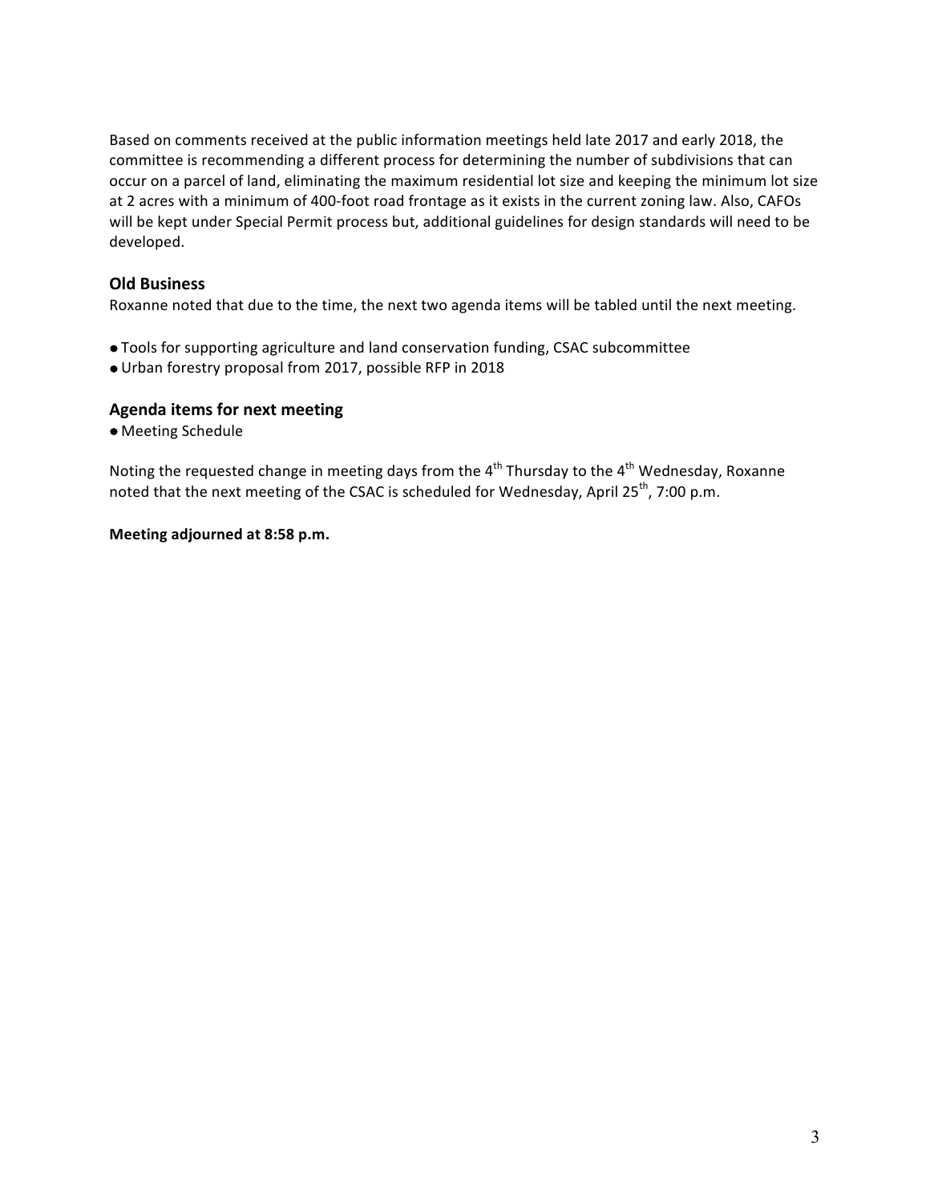Based on comments received at the public information meetings held late 2017 and early 2018, the committee is recommending a different process for determining the number of subdivisions that can occur on a parcel of land, eliminating the maximum residential lot size and keeping the minimum lot size at 2 acres with a minimum of 400-foot road frontage as it exists in the current zoning law. Also, CAFOs will be kept under Special Permit process but, additional guidelines for design standards will need to be developed.

### Old Business

Roxanne noted that due to the time, the next two agenda items will be tabled until the next meeting.

- Tools for supporting agriculture and land conservation funding, CSAC subcommittee
- Urban forestry proposal from 2017, possible RFP in 2018

### Agenda items for next meeting

- Meeting Schedule

Noting the requested change in meeting days from the 4th Thursday to the 4th Wednesday, Roxanne noted that the next meeting of the CSAC is scheduled for Wednesday, April 25th, 7:00 p.m.

**Meeting adjourned at 8:58 p.m.**